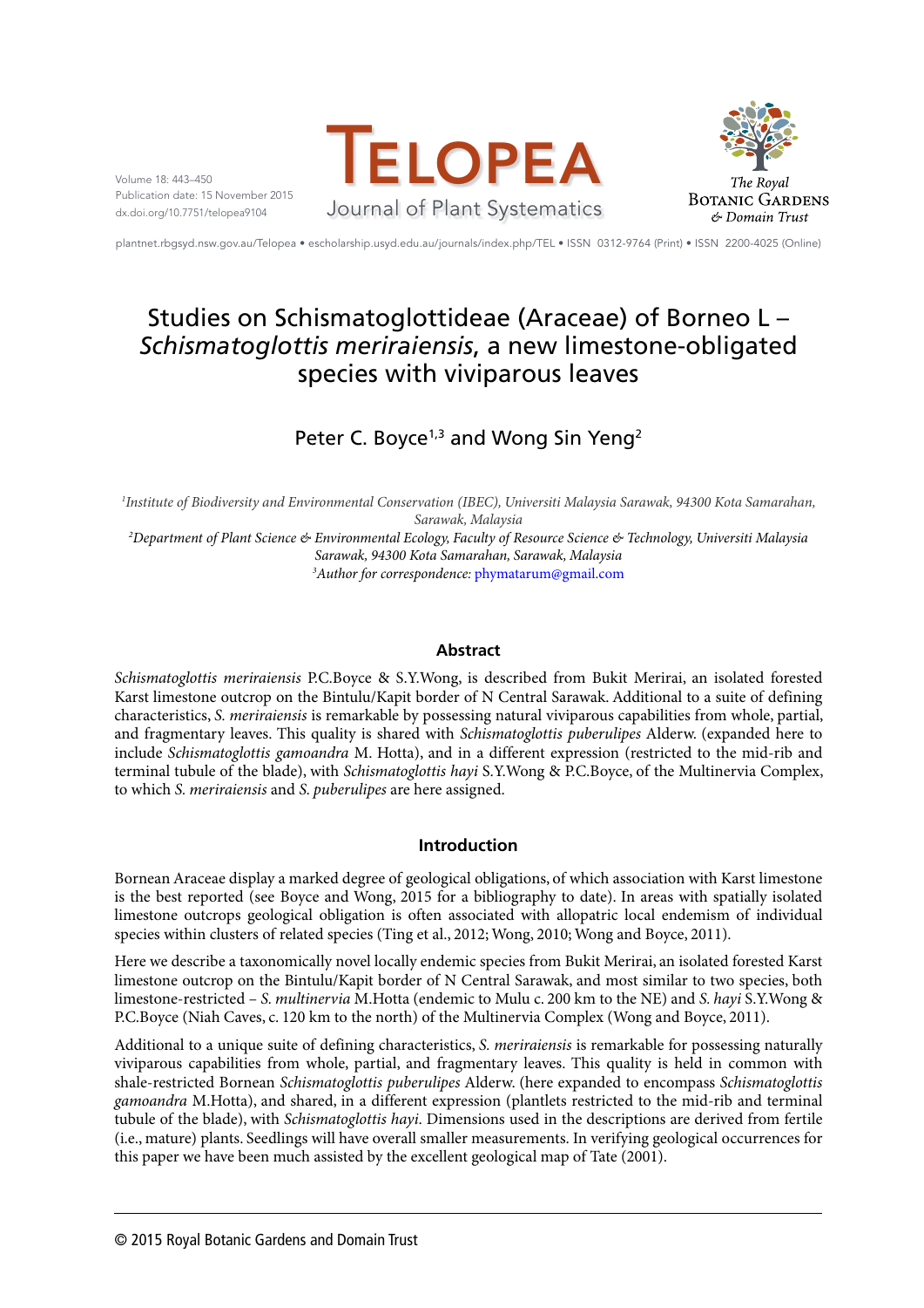# Studies on Schismatoglottideae (Araceae) of Borneo L – *Schismatoglottis meriraiensis*, a new limestone-obligated species with viviparous leaves

Peter C. Boyce[1,3] and Wong Sin Yeng[2]

[1]*Institute of Biodiversity and Environmental Conservation (IBEC), Universiti Malaysia Sarawak, 94300 Kota Samarahan, Sarawak, Malaysia*

[2]*Department of Plant Science & Environmental Ecology, Faculty of Resource Science & Technology, Universiti Malaysia Sarawak, 94300 Kota Samarahan, Sarawak, Malaysia*

[3]*Author for correspondence:* phymatarum@gmail.com

## Abstract

*Schismatoglottis meriraiensis* P.C.Boyce & S.Y.Wong, is described from Bukit Merirai, an isolated forested Karst limestone outcrop on the Bintulu/Kapit border of N Central Sarawak. Additional to a suite of defining characteristics, *S. meriraiensis* is remarkable by possessing natural viviparous capabilities from whole, partial, and fragmentary leaves. This quality is shared with *Schismatoglottis puberulipes* Alderw. (expanded here to include *Schismatoglottis gamoandra* M. Hotta), and in a different expression (restricted to the mid-rib and terminal tubule of the blade), with *Schismatoglottis hayi* S.Y.Wong & P.C.Boyce, of the Multinervia Complex, to which *S. meriraiensis* and *S. puberulipes* are here assigned.

## Introduction

Bornean Araceae display a marked degree of geological obligations, of which association with Karst limestone is the best reported (see Boyce and Wong, 2015 for a bibliography to date). In areas with spatially isolated limestone outcrops geological obligation is often associated with allopatric local endemism of individual species within clusters of related species (Ting et al., 2012; Wong, 2010; Wong and Boyce, 2011).

Here we describe a taxonomically novel locally endemic species from Bukit Merirai, an isolated forested Karst limestone outcrop on the Bintulu/Kapit border of N Central Sarawak, and most similar to two species, both limestone-restricted – *S. multinervia* M.Hotta (endemic to Mulu c. 200 km to the NE) and *S. hayi* S.Y.Wong & P.C.Boyce (Niah Caves, c. 120 km to the north) of the Multinervia Complex (Wong and Boyce, 2011).

Additional to a unique suite of defining characteristics, *S. meriraiensis* is remarkable for possessing naturally viviparous capabilities from whole, partial, and fragmentary leaves. This quality is held in common with shale-restricted Bornean *Schismatoglottis puberulipes* Alderw. (here expanded to encompass *Schismatoglottis gamoandra* M.Hotta), and shared, in a different expression (plantlets restricted to the mid-rib and terminal tubule of the blade), with *Schismatoglottis hayi*. Dimensions used in the descriptions are derived from fertile (i.e., mature) plants. Seedlings will have overall smaller measurements. In verifying geological occurrences for this paper we have been much assisted by the excellent geological map of Tate (2001).

© 2015 Royal Botanic Gardens and Domain Trust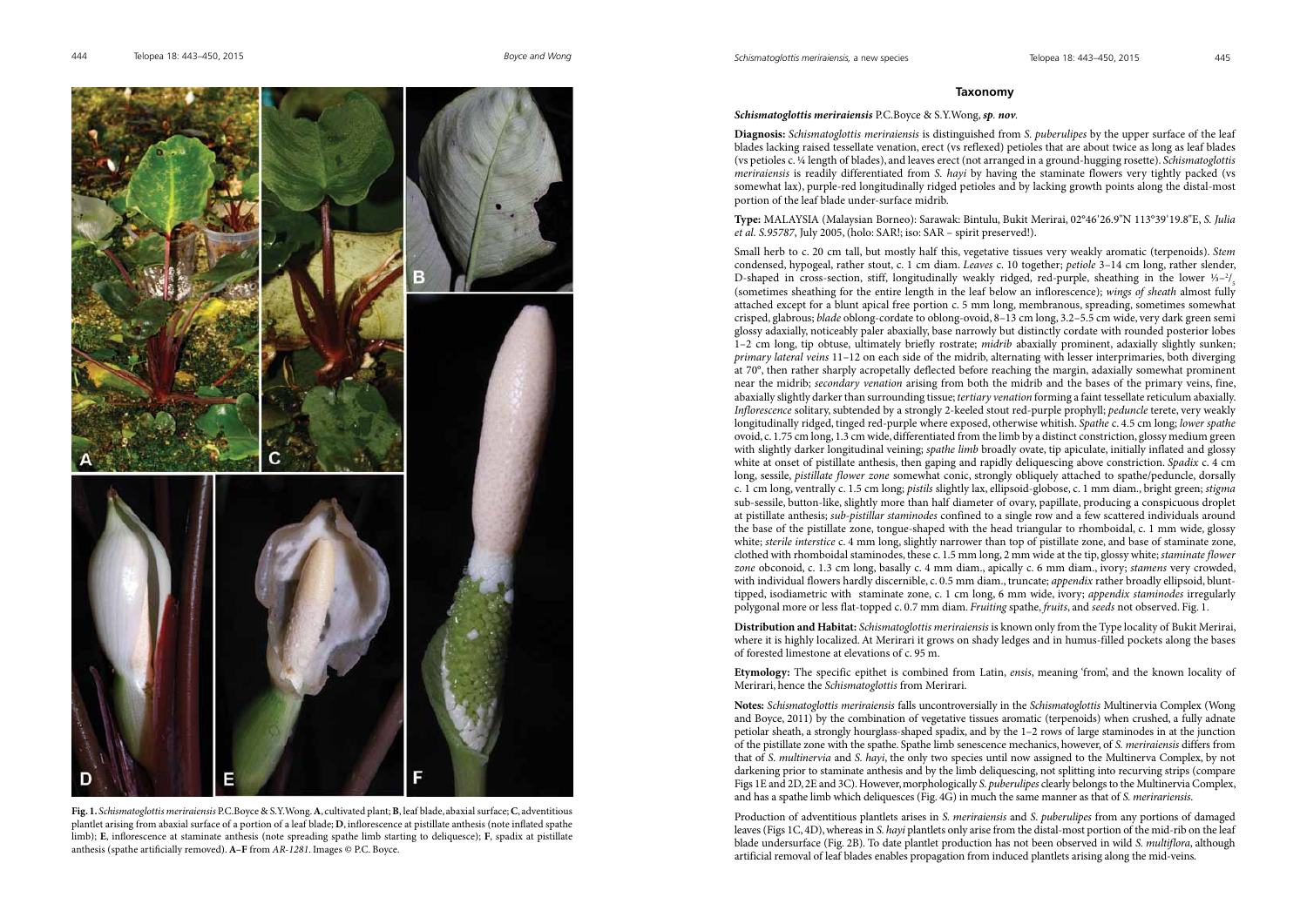**Fig. 1.** *Schismatoglottis meriraiensis* P.C.Boyce & S.Y.Wong. **A**, cultivated plant; **B**, leaf blade, abaxial surface; **C**, adventitious plantlet arising from abaxial surface of a portion of a leaf blade; **D**, inflorescence at pistillate anthesis (note inflated spathe limb); **E**, inflorescence at staminate anthesis (note spreading spathe limb starting to deliquesce); **F**, spadix at pistillate anthesis (spathe artificially removed). **A–F** from *AR-1281*. Images © P.C. Boyce.

## Taxonomy

***Schismatoglottis meriraiensis*** **P.C.Boyce & S.Y.Wong,** ***sp. nov.***

**Diagnosis:** *Schismatoglottis meriraiensis* is distinguished from *S. puberulipes* by the upper surface of the leaf blades lacking raised tessellate venation, erect (vs reflexed) petioles that are about twice as long as leaf blades (vs petioles c. ¼ length of blades), and leaves erect (not arranged in a ground-hugging rosette). *Schismatoglottis meriraiensis* is readily differentiated from *S. hayi* by having the staminate flowers very tightly packed (vs somewhat lax), purple-red longitudinally ridged petioles and by lacking growth points along the distal-most portion of the leaf blade under-surface midrib.

**Type:** MALAYSIA (Malaysian Borneo): Sarawak: Bintulu, Bukit Merirai, 02°46'26.9"N 113°39'19.8"E, *S. Julia et al. S.95787*, July 2005, (holo: SAR!; iso: SAR – spirit preserved!).

Small herb to c. 20 cm tall, but mostly half this, vegetative tissues very weakly aromatic (terpenoids). *Stem* condensed, hypogeal, rather stout, c. 1 cm diam. *Leaves* c. 10 together; *petiole* 3–14 cm long, rather slender, D-shaped in cross-section, stiff, longitudinally weakly ridged, red-purple, sheathing in the lower ⅓–$^{2}/_{5}$ (sometimes sheathing for the entire length in the leaf below an inflorescence); *wings of sheath* almost fully attached except for a blunt apical free portion c. 5 mm long, membranous, spreading, sometimes somewhat crisped, glabrous; *blade* oblong-cordate to oblong-ovoid, 8–13 cm long, 3.2–5.5 cm wide, very dark green semi glossy adaxially, noticeably paler abaxially, base narrowly but distinctly cordate with rounded posterior lobes 1–2 cm long, tip obtuse, ultimately briefly rostrate; *midrib* abaxially prominent, adaxially slightly sunken; *primary lateral veins* 11–12 on each side of the midrib, alternating with lesser interprimaries, both diverging at 70°, then rather sharply acropetally deflected before reaching the margin, adaxially somewhat prominent near the midrib; *secondary venation* arising from both the midrib and the bases of the primary veins, fine, abaxially slightly darker than surrounding tissue; *tertiary venation* forming a faint tessellate reticulum abaxially. *Inflorescence* solitary, subtended by a strongly 2-keeled stout red-purple prophyll; *peduncle* terete, very weakly longitudinally ridged, tinged red-purple where exposed, otherwise whitish. *Spathe* c. 4.5 cm long; *lower spathe* ovoid, c. 1.75 cm long, 1.3 cm wide, differentiated from the limb by a distinct constriction, glossy medium green with slightly darker longitudinal veining; *spathe limb* broadly ovate, tip apiculate, initially inflated and glossy white at onset of pistillate anthesis, then gaping and rapidly deliquescing above constriction. *Spadix* c. 4 cm long, sessile, *pistillate flower zone* somewhat conic, strongly obliquely attached to spathe/peduncle, dorsally c. 1 cm long, ventrally c. 1.5 cm long; *pistils* slightly lax, ellipsoid-globose, c. 1 mm diam., bright green; *stigma* sub-sessile, button-like, slightly more than half diameter of ovary, papillate, producing a conspicuous droplet at pistillate anthesis; *sub-pistillar staminodes* confined to a single row and a few scattered individuals around the base of the pistillate zone, tongue-shaped with the head triangular to rhomboidal, c. 1 mm wide, glossy white; *sterile interstice* c. 4 mm long, slightly narrower than top of pistillate zone, and base of staminate zone, clothed with rhomboidal staminodes, these c. 1.5 mm long, 2 mm wide at the tip, glossy white; *staminate flower zone* obconoid, c. 1.3 cm long, basally c. 4 mm diam., apically c. 6 mm diam., ivory; *stamens* very crowded, with individual flowers hardly discernible, c. 0.5 mm diam., truncate; *appendix* rather broadly ellipsoid, blunt-tipped, isodiametric with staminate zone, c. 1 cm long, 6 mm wide, ivory; *appendix staminodes* irregularly polygonal more or less flat-topped c. 0.7 mm diam. *Fruiting* spathe, *fruits*, and *seeds* not observed. Fig. 1.

**Distribution and Habitat:** *Schismatoglottis meriraiensis* is known only from the Type locality of Bukit Merirai, where it is highly localized. At Merirari it grows on shady ledges and in humus-filled pockets along the bases of forested limestone at elevations of c. 95 m.

**Etymology:** The specific epithet is combined from Latin, *ensis*, meaning 'from', and the known locality of Merirari, hence the *Schismatoglottis* from Merirari.

**Notes:** *Schismatoglottis meriraiensis* falls uncontroversially in the *Schismatoglottis* Multinervia Complex (Wong and Boyce, 2011) by the combination of vegetative tissues aromatic (terpenoids) when crushed, a fully adnate petiolar sheath, a strongly hourglass-shaped spadix, and by the 1–2 rows of large staminodes in at the junction of the pistillate zone with the spathe. Spathe limb senescence mechanics, however, of *S. meriraiensis* differs from that of *S. multinervia* and *S. hayi*, the only two species until now assigned to the Multinerva Complex, by not darkening prior to staminate anthesis and by the limb deliquescing, not splitting into recurving strips (compare Figs 1E and 2D, 2E and 3C). However, morphologically *S. puberulipes* clearly belongs to the Multinervia Complex, and has a spathe limb which deliquesces (Fig. 4G) in much the same manner as that of *S. merirariensis*.

Production of adventitious plantlets arises in *S. meriraiensis* and *S. puberulipes* from any portions of damaged leaves (Figs 1C, 4D), whereas in *S. hayi* plantlets only arise from the distal-most portion of the mid-rib on the leaf blade undersurface (Fig. 2B). To date plantlet production has not been observed in wild *S. multiflora*, although artificial removal of leaf blades enables propagation from induced plantlets arising along the mid-veins.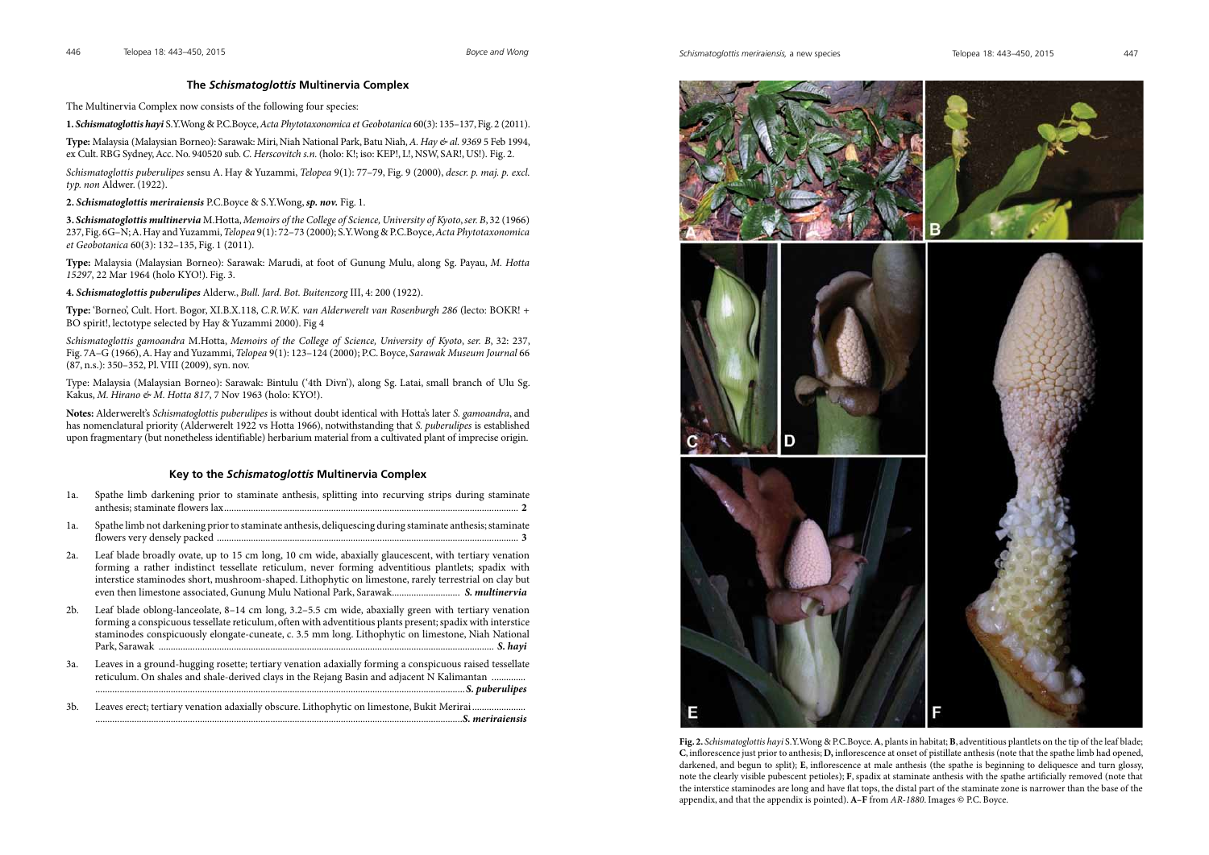## The *Schismatoglottis* Multinervia Complex

The Multinervia Complex now consists of the following four species:

**1. *Schismatoglottis hayi*** S.Y.Wong & P.C.Boyce, *Acta Phytotaxonomica et Geobotanica* 60(3): 135–137, Fig. 2 (2011).

**Type:** Malaysia (Malaysian Borneo): Sarawak: Miri, Niah National Park, Batu Niah, *A. Hay & al. 9369* 5 Feb 1994, ex Cult. RBG Sydney, Acc. No. 940520 sub. *C. Herscovitch s.n.* (holo: K!; iso: KEP!, L!, NSW, SAR!, US!). Fig. 2.

*Schismatoglottis puberulipes* sensu A. Hay & Yuzammi, *Telopea* 9(1): 77–79, Fig. 9 (2000), *descr. p. maj. p. excl. typ. non* Aldwer. (1922).

**2. *Schismatoglottis meriraiensis*** P.C.Boyce & S.Y.Wong, ***sp. nov.*** Fig. 1.

**3. *Schismatoglottis multinervia*** M.Hotta, *Memoirs of the College of Science, University of Kyoto, ser. B*, 32 (1966) 237, Fig. 6G–N; A. Hay and Yuzammi, *Telopea* 9(1): 72–73 (2000); S.Y.Wong & P.C.Boyce, *Acta Phytotaxonomica et Geobotanica* 60(3): 132–135, Fig. 1 (2011).

**Type:** Malaysia (Malaysian Borneo): Sarawak: Marudi, at foot of Gunung Mulu, along Sg. Payau, *M. Hotta 15297*, 22 Mar 1964 (holo KYO!). Fig. 3.

**4. *Schismatoglottis puberulipes*** Alderw., *Bull. Jard. Bot. Buitenzorg* III, 4: 200 (1922).

**Type:** 'Borneo', Cult. Hort. Bogor, XI.B.X.118, *C.R.W.K. van Alderwerelt van Rosenburgh 286* (lecto: BOKR! + BO spirit!, lectotype selected by Hay & Yuzammi 2000). Fig 4

*Schismatoglottis gamoandra* M.Hotta, *Memoirs of the College of Science, University of Kyoto, ser. B*, 32: 237, Fig. 7A–G (1966), A. Hay and Yuzammi, *Telopea* 9(1): 123–124 (2000); P.C. Boyce, *Sarawak Museum Journal* 66 (87, n.s.): 350–352, Pl. VIII (2009), syn. nov.

Type: Malaysia (Malaysian Borneo): Sarawak: Bintulu ('4th Divn'), along Sg. Latai, small branch of Ulu Sg. Kakus, *M. Hirano & M. Hotta 817*, 7 Nov 1963 (holo: KYO!).

**Notes:** Alderwerelt's *Schismatoglottis puberulipes* is without doubt identical with Hotta's later *S. gamoandra*, and has nomenclatural priority (Alderwerelt 1922 vs Hotta 1966), notwithstanding that *S. puberulipes* is established upon fragmentary (but nonetheless identifiable) herbarium material from a cultivated plant of imprecise origin.

## Key to the *Schismatoglottis* Multinervia Complex

1a. Spathe limb darkening prior to staminate anthesis, splitting into recurving strips during staminate anthesis; staminate flowers lax .......... **2**

1a. Spathe limb not darkening prior to staminate anthesis, deliquescing during staminate anthesis; staminate flowers very densely packed .......... **3**

2a. Leaf blade broadly ovate, up to 15 cm long, 10 cm wide, abaxially glaucescent, with tertiary venation forming a rather indistinct tessellate reticulum, never forming adventitious plantlets; spadix with interstice staminodes short, mushroom-shaped. Lithophytic on limestone, rarely terrestrial on clay but even then limestone associated, Gunung Mulu National Park, Sarawak.......... ***S. multinervia***

2b. Leaf blade oblong-lanceolate, 8–14 cm long, 3.2–5.5 cm wide, abaxially green with tertiary venation forming a conspicuous tessellate reticulum, often with adventitious plants present; spadix with interstice staminodes conspicuously elongate-cuneate, c. 3.5 mm long. Lithophytic on limestone, Niah National Park, Sarawak .......... ***S. hayi***

3a. Leaves in a ground-hugging rosette; tertiary venation adaxially forming a conspicuous raised tessellate reticulum. On shales and shale-derived clays in the Rejang Basin and adjacent N Kalimantan .......... ***S. puberulipes***

3b. Leaves erect; tertiary venation adaxially obscure. Lithophytic on limestone, Bukit Merirai .......... ***S. meriraiensis***

**Fig. 2.** *Schismatoglottis hayi* S.Y.Wong & P.C.Boyce. **A**, plants in habitat; **B**, adventitious plantlets on the tip of the leaf blade; **C**, inflorescence just prior to anthesis; **D,** inflorescence at onset of pistillate anthesis (note that the spathe limb had opened, darkened, and begun to split); **E**, inflorescence at male anthesis (the spathe is beginning to deliquesce and turn glossy, note the clearly visible pubescent petioles); **F**, spadix at staminate anthesis with the spathe artificially removed (note that the interstice staminodes are long and have flat tops, the distal part of the staminate zone is narrower than the base of the appendix, and that the appendix is pointed). **A–F** from *AR-1880*. Images © P.C. Boyce.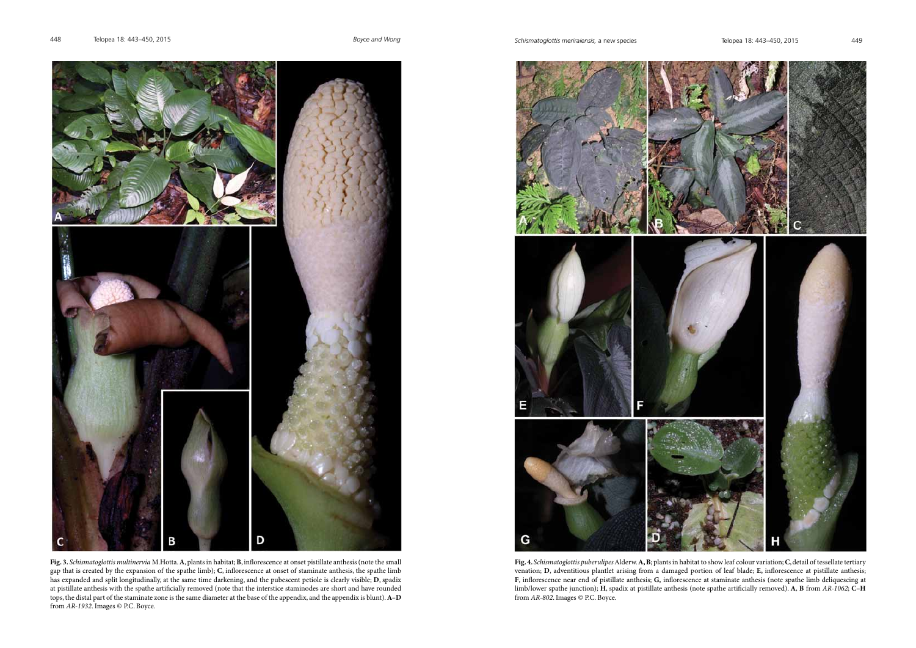**Fig. 3.** *Schismatoglottis multinervia* M.Hotta. **A**, plants in habitat; **B**, inflorescence at onset pistillate anthesis (note the small gap that is created by the expansion of the spathe limb); **C**, inflorescence at onset of staminate anthesis, the spathe limb has expanded and split longitudinally, at the same time darkening, and the pubescent petiole is clearly visible; **D**, spadix at pistillate anthesis with the spathe artificially removed (note that the interstice staminodes are short and have rounded tops, the distal part of the staminate zone is the same diameter at the base of the appendix, and the appendix is blunt). **A–D** from *AR-1932*. Images © P.C. Boyce.

**Fig. 4.** *Schismatoglottis puberulipes* Alderw. **A, B**; plants in habitat to show leaf colour variation; **C**, detail of tessellate tertiary venation; **D**, adventitious plantlet arising from a damaged portion of leaf blade; **E,** inflorescence at pistillate anthesis; **F**, inflorescence near end of pistillate anthesis; **G,** inflorescence at staminate anthesis (note spathe limb deliquescing at limb/lower spathe junction); **H**, spadix at pistillate anthesis (note spathe artificially removed). **A**, **B** from *AR-1062*; **C–H** from *AR-802*. Images © P.C. Boyce.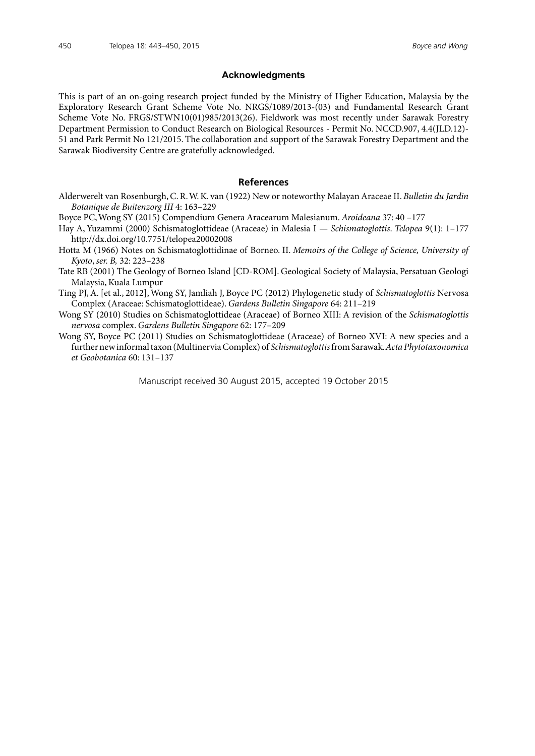## Acknowledgments

This is part of an on-going research project funded by the Ministry of Higher Education, Malaysia by the Exploratory Research Grant Scheme Vote No. NRGS/1089/2013-(03) and Fundamental Research Grant Scheme Vote No. FRGS/STWN10(01)985/2013(26). Fieldwork was most recently under Sarawak Forestry Department Permission to Conduct Research on Biological Resources - Permit No. NCCD.907, 4.4(JLD.12)-51 and Park Permit No 121/2015. The collaboration and support of the Sarawak Forestry Department and the Sarawak Biodiversity Centre are gratefully acknowledged.

## References

Alderwerelt van Rosenburgh, C. R. W. K. van (1922) New or noteworthy Malayan Araceae II. *Bulletin du Jardin Botanique de Buitenzorg III* 4: 163–229

Boyce PC, Wong SY (2015) Compendium Genera Aracearum Malesianum. *Aroideana* 37: 40 –177

Hay A, Yuzammi (2000) Schismatoglottideae (Araceae) in Malesia I — *Schismatoglottis*. *Telopea* 9(1): 1–177 http://dx.doi.org/10.7751/telopea20002008

Hotta M (1966) Notes on Schismatoglottidinae of Borneo. II. *Memoirs of the College of Science, University of Kyoto*, *ser. B,* 32: 223–238

Tate RB (2001) The Geology of Borneo Island [CD-ROM]. Geological Society of Malaysia, Persatuan Geologi Malaysia, Kuala Lumpur

Ting PJ, A. [et al., 2012], Wong SY, Jamliah J, Boyce PC (2012) Phylogenetic study of *Schismatoglottis* Nervosa Complex (Araceae: Schismatoglottideae). *Gardens Bulletin Singapore* 64: 211–219

Wong SY (2010) Studies on Schismatoglottideae (Araceae) of Borneo XIII: A revision of the *Schismatoglottis nervosa* complex. *Gardens Bulletin Singapore* 62: 177–209

Wong SY, Boyce PC (2011) Studies on Schismatoglottideae (Araceae) of Borneo XVI: A new species and a further new informal taxon (Multinervia Complex) of *Schismatoglottis* from Sarawak. *Acta Phytotaxonomica et Geobotanica* 60: 131–137

Manuscript received 30 August 2015, accepted 19 October 2015